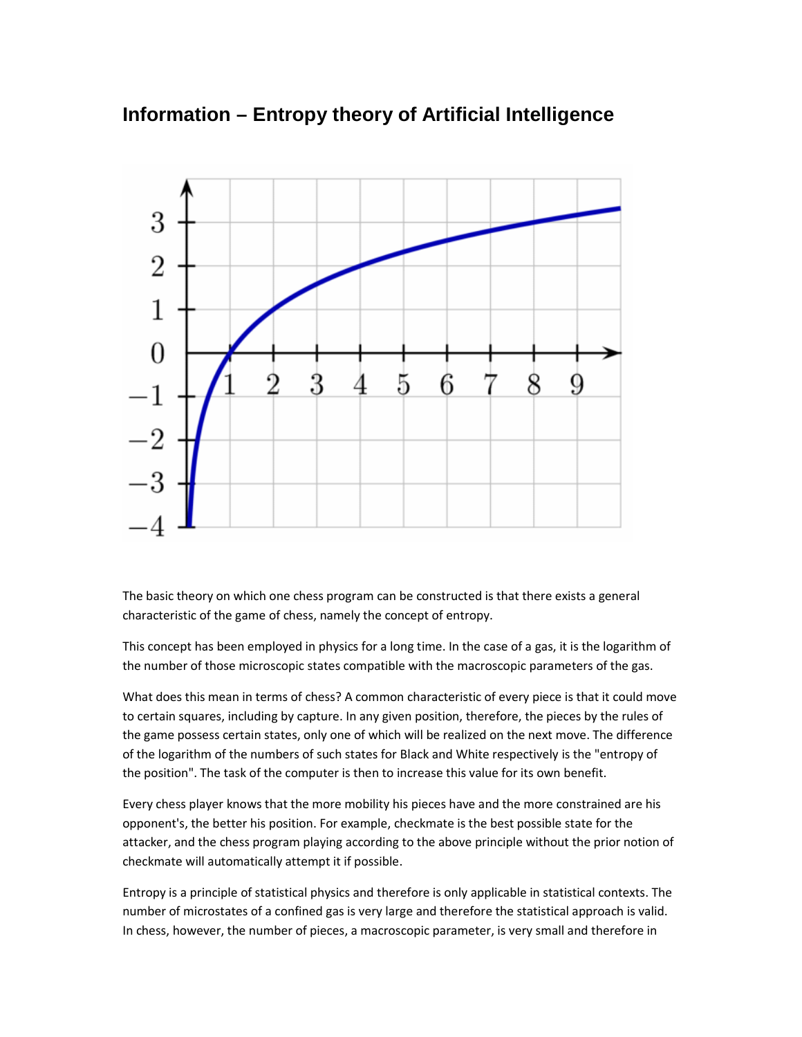# Information – Entropy theory of Artificial Intelligence

The basic theory on which one chess program can be constructed is that there exists a general characteristic of the game of chess, namely the concept of entropy.

This concept has been employed in physics for a long time. In the case of a gas, it is the logarithm of the number of those microscopic states compatible with the macroscopic parameters of the gas.

What does this mean in terms of chess? A common characteristic of every piece is that it could move to certain squares, including by capture. In any given position, therefore, the pieces by the rules of the game possess certain states, only one of which will be realized on the next move. The difference of the logarithm of the numbers of such states for Black and White respectively is the "entropy of the position". The task of the computer is then to increase this value for its own benefit.

Every chess player knows that the more mobility his pieces have and the more constrained are his opponent's, the better his position. For example, checkmate is the best possible state for the attacker, and the chess program playing according to the above principle without the prior notion of checkmate will automatically attempt it if possible.

Entropy is a principle of statistical physics and therefore is only applicable in statistical contexts. The number of microstates of a confined gas is very large and therefore the statistical approach is valid. In chess, however, the number of pieces, a macroscopic parameter, is very small and therefore in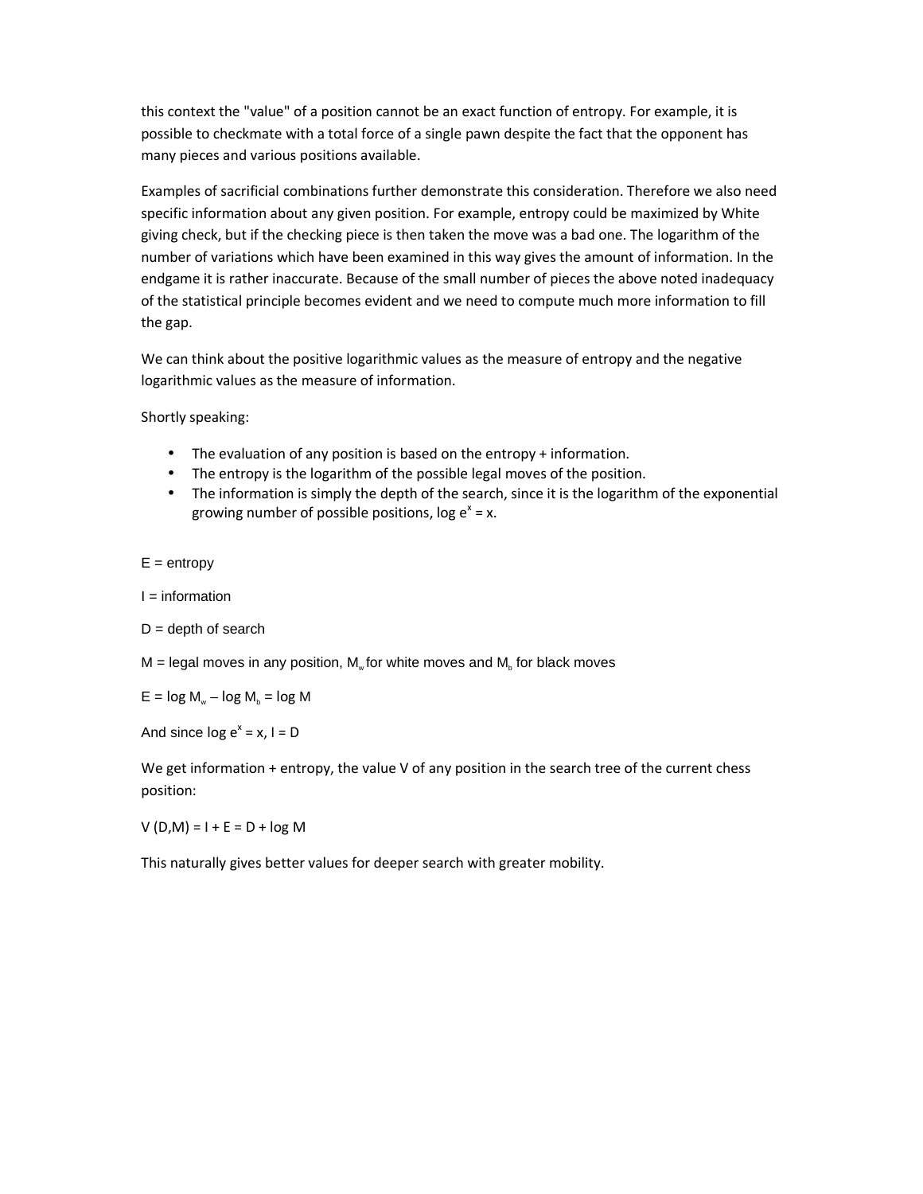this context the "value" of a position cannot be an exact function of entropy. For example, it is possible to checkmate with a total force of a single pawn despite the fact that the opponent has many pieces and various positions available.

Examples of sacrificial combinations further demonstrate this consideration. Therefore we also need specific information about any given position. For example, entropy could be maximized by White giving check, but if the checking piece is then taken the move was a bad one. The logarithm of the number of variations which have been examined in this way gives the amount of information. In the endgame it is rather inaccurate. Because of the small number of pieces the above noted inadequacy of the statistical principle becomes evident and we need to compute much more information to fill the gap.

We can think about the positive logarithmic values as the measure of entropy and the negative logarithmic values as the measure of information.

Shortly speaking:

- The evaluation of any position is based on the entropy + information.
- The entropy is the logarithm of the possible legal moves of the position.
- The information is simply the depth of the search, since it is the logarithm of the exponential growing number of possible positions, $\log e^x = x$.

E = entropy

I = information

D = depth of search

M = legal moves in any position, $M_w$ for white moves and $M_b$ for black moves

$E = \log M_w - \log M_b = \log M$

And since $\log e^x = x$, $I = D$

We get information + entropy, the value V of any position in the search tree of the current chess position:

$V(D,M) = I + E = D + \log M$

This naturally gives better values for deeper search with greater mobility.